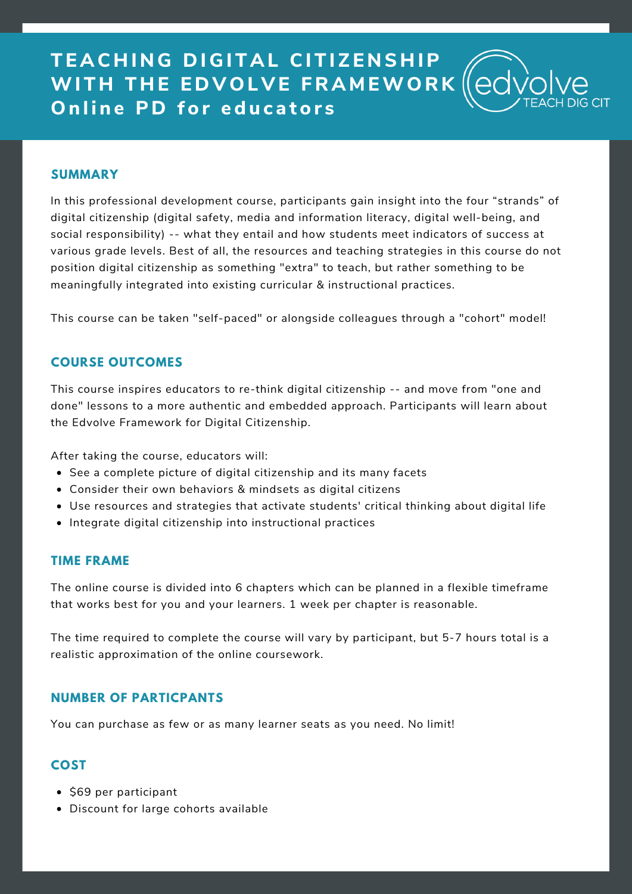# TEACHING DIGITAL CITIZENSHIP WITH THE EDVOLVE FRAMEWORK
## Online PD for educators

edvolve TEACH DIG CIT

### SUMMARY

In this professional development course, participants gain insight into the four “strands” of digital citizenship (digital safety, media and information literacy, digital well-being, and social responsibility) -- what they entail and how students meet indicators of success at various grade levels. Best of all, the resources and teaching strategies in this course do not position digital citizenship as something "extra" to teach, but rather something to be meaningfully integrated into existing curricular & instructional practices.

This course can be taken "self-paced" or alongside colleagues through a "cohort" model!

### COURSE OUTCOMES

This course inspires educators to re-think digital citizenship -- and move from "one and done" lessons to a more authentic and embedded approach. Participants will learn about the Edvolve Framework for Digital Citizenship.

After taking the course, educators will:

- See a complete picture of digital citizenship and its many facets
- Consider their own behaviors & mindsets as digital citizens
- Use resources and strategies that activate students' critical thinking about digital life
- Integrate digital citizenship into instructional practices

### TIME FRAME

The online course is divided into 6 chapters which can be planned in a flexible timeframe that works best for you and your learners. 1 week per chapter is reasonable.

The time required to complete the course will vary by participant, but 5-7 hours total is a realistic approximation of the online coursework.

### NUMBER OF PARTICPANTS

You can purchase as few or as many learner seats as you need. No limit!

### COST

- $69 per participant
- Discount for large cohorts available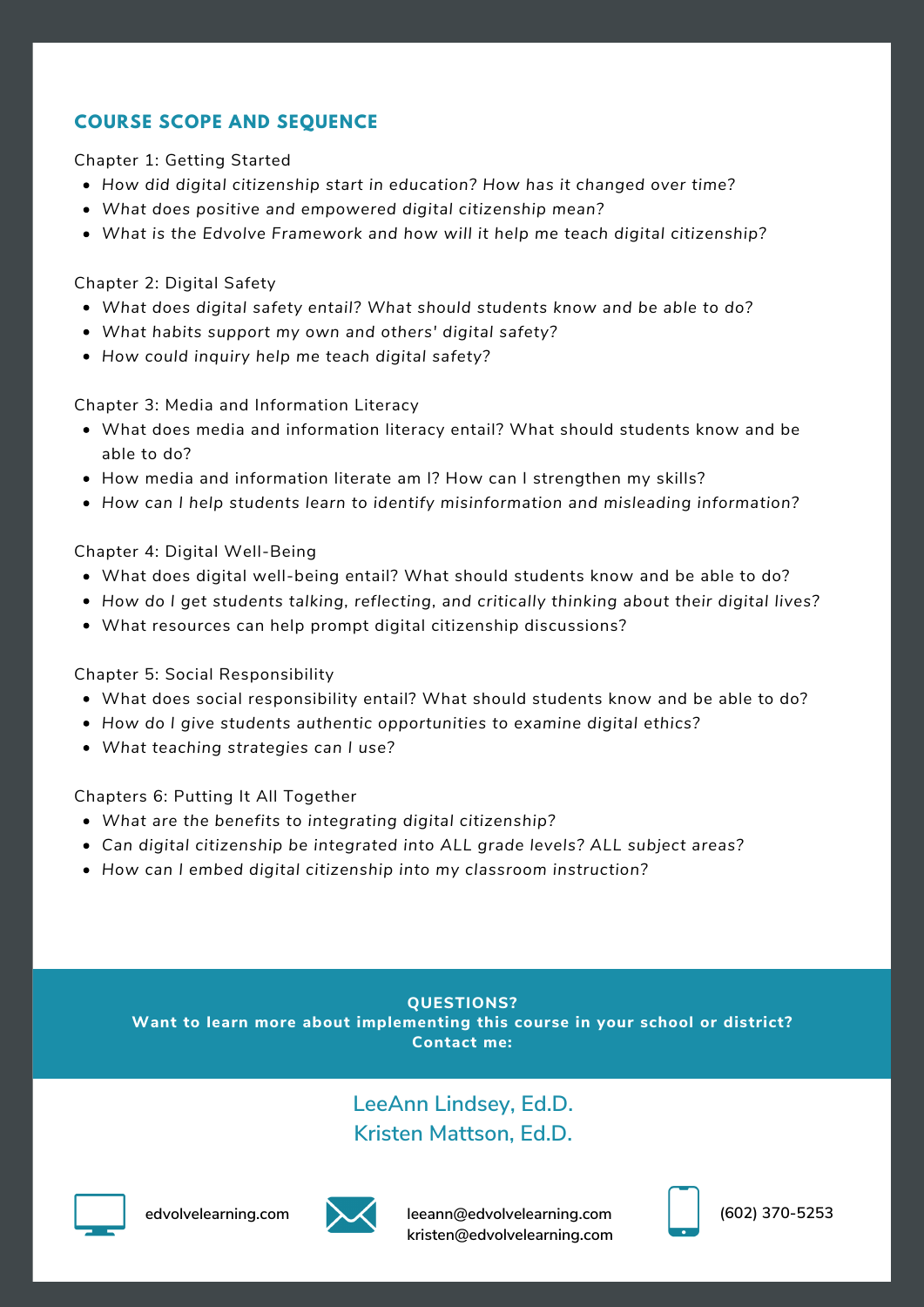## COURSE SCOPE AND SEQUENCE

Chapter 1: Getting Started

- *How did digital citizenship start in education? How has it changed over time?*
- *What does positive and empowered digital citizenship mean?*
- *What is the Edvolve Framework and how will it help me teach digital citizenship?*

Chapter 2: Digital Safety

- *What does digital safety entail? What should students know and be able to do?*
- *What habits support my own and others' digital safety?*
- *How could inquiry help me teach digital safety?*

Chapter 3: Media and Information Literacy

- What does media and information literacy entail? What should students know and be able to do?
- How media and information literate am I? How can I strengthen my skills?
- *How can I help students learn to identify misinformation and misleading information?*

Chapter 4: Digital Well-Being

- What does digital well-being entail? What should students know and be able to do?
- *How do I get students talking, reflecting, and critically thinking about their digital lives?*
- What resources can help prompt digital citizenship discussions?

Chapter 5: Social Responsibility

- What does social responsibility entail? What should students know and be able to do?
- *How do I give students authentic opportunities to examine digital ethics?*
- *What teaching strategies can I use?*

Chapters 6: Putting It All Together

- *What are the benefits to integrating digital citizenship?*
- *Can digital citizenship be integrated into ALL grade levels? ALL subject areas?*
- *How can I embed digital citizenship into my classroom instruction?*

**QUESTIONS?**
**Want to learn more about implementing this course in your school or district? Contact me:**

LeeAnn Lindsey, Ed.D.
Kristen Mattson, Ed.D.

**edvolvelearning.com**

**leeann@edvolvelearning.com**
**kristen@edvolvelearning.com**

**(602) 370-5253**